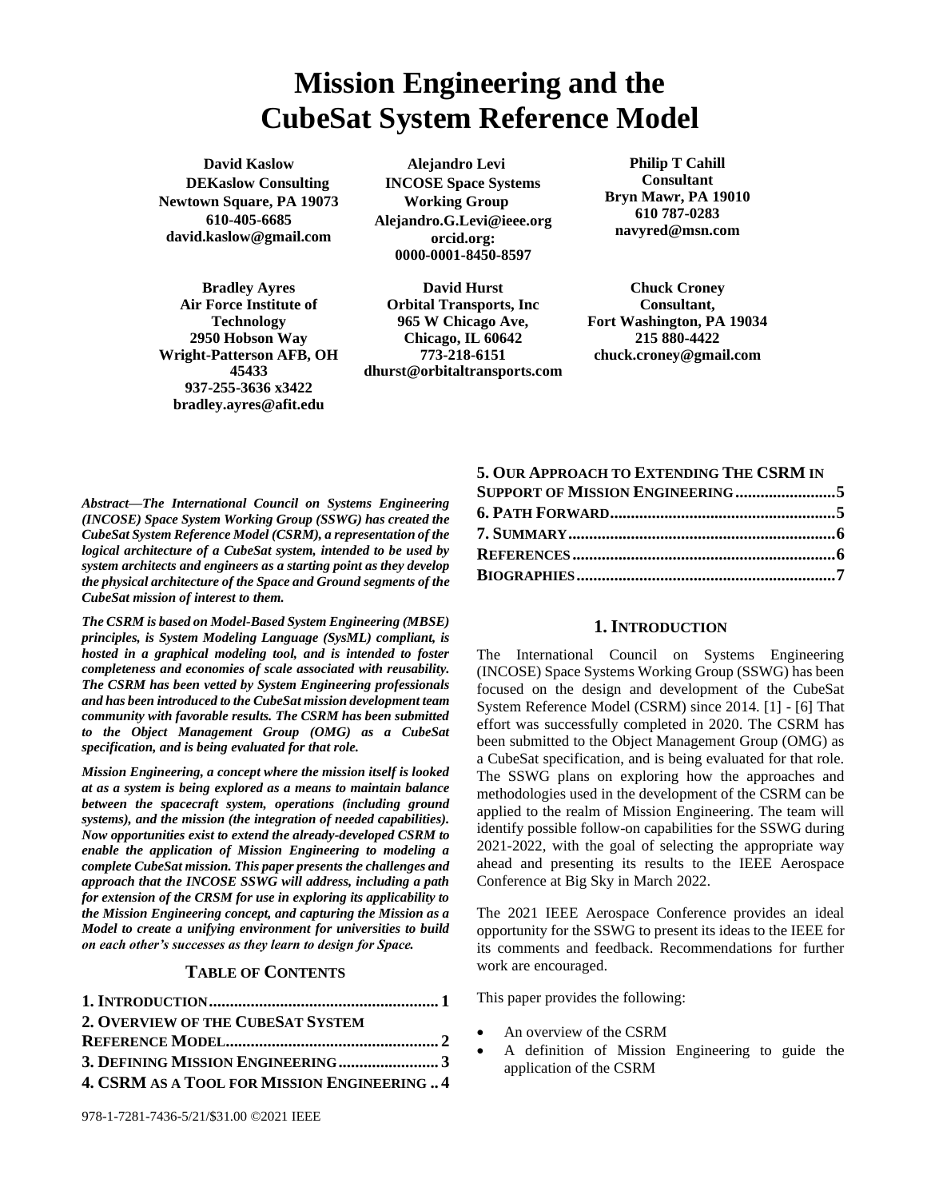# Mission Engineering and the CubeSat System Reference Model

**David Kaslow**
**DEKaslow Consulting**
**Newtown Square, PA 19073**
**610-405-6685**
**david.kaslow@gmail.com**

**Alejandro Levi**
**INCOSE Space Systems Working Group**
**Alejandro.G.Levi@ieee.org**
**orcid.org: 0000-0001-8450-8597**

**Philip T Cahill**
**Consultant**
**Bryn Mawr, PA 19010**
**610 787-0283**
**navyred@msn.com**

**Bradley Ayres**
**Air Force Institute of Technology**
**2950 Hobson Way**
**Wright-Patterson AFB, OH 45433**
**937-255-3636 x3422**
**bradley.ayres@afit.edu**

**David Hurst**
**Orbital Transports, Inc**
**965 W Chicago Ave,**
**Chicago, IL 60642**
**773-218-6151**
**dhurst@orbitaltransports.com**

**Chuck Croney**
**Consultant,**
**Fort Washington, PA 19034**
**215 880-4422**
**chuck.croney@gmail.com**

***Abstract*—*The International Council on Systems Engineering (INCOSE) Space System Working Group (SSWG) has created the CubeSat System Reference Model (CSRM), a representation of the logical architecture of a CubeSat system, intended to be used by system architects and engineers as a starting point as they develop the physical architecture of the Space and Ground segments of the CubeSat mission of interest to them.***

***The CSRM is based on Model-Based System Engineering (MBSE) principles, is System Modeling Language (SysML) compliant, is hosted in a graphical modeling tool, and is intended to foster completeness and economies of scale associated with reusability. The CSRM has been vetted by System Engineering professionals and has been introduced to the CubeSat mission development team community with favorable results. The CSRM has been submitted to the Object Management Group (OMG) as a CubeSat specification, and is being evaluated for that role.***

***Mission Engineering, a concept where the mission itself is looked at as a system is being explored as a means to maintain balance between the spacecraft system, operations (including ground systems), and the mission (the integration of needed capabilities). Now opportunities exist to extend the already-developed CSRM to enable the application of Mission Engineering to modeling a complete CubeSat mission. This paper presents the challenges and approach that the INCOSE SSWG will address, including a path for extension of the CRSM for use in exploring its applicability to the Mission Engineering concept, and capturing the Mission as a Model to create a unifying environment for universities to build on each other's successes as they learn to design for Space.***

## TABLE OF CONTENTS

**1. INTRODUCTION....................................................... 1**
**2. OVERVIEW OF THE CUBESAT SYSTEM REFERENCE MODEL.................................................. 2**
**3. DEFINING MISSION ENGINEERING........................ 3**
**4. CSRM AS A TOOL FOR MISSION ENGINEERING .. 4**
**5. OUR APPROACH TO EXTENDING THE CSRM IN SUPPORT OF MISSION ENGINEERING........................5**
**6. PATH FORWARD.....................................................5**
**7. SUMMARY...............................................................6**
**REFERENCES..............................................................6**
**BIOGRAPHIES.............................................................7**

## 1. INTRODUCTION

The International Council on Systems Engineering (INCOSE) Space Systems Working Group (SSWG) has been focused on the design and development of the CubeSat System Reference Model (CSRM) since 2014. [1] - [6] That effort was successfully completed in 2020. The CSRM has been submitted to the Object Management Group (OMG) as a CubeSat specification, and is being evaluated for that role. The SSWG plans on exploring how the approaches and methodologies used in the development of the CSRM can be applied to the realm of Mission Engineering. The team will identify possible follow-on capabilities for the SSWG during 2021-2022, with the goal of selecting the appropriate way ahead and presenting its results to the IEEE Aerospace Conference at Big Sky in March 2022.

The 2021 IEEE Aerospace Conference provides an ideal opportunity for the SSWG to present its ideas to the IEEE for its comments and feedback. Recommendations for further work are encouraged.

This paper provides the following:

- An overview of the CSRM
- A definition of Mission Engineering to guide the application of the CSRM

978-1-7281-7436-5/21/$31.00 ©2021 IEEE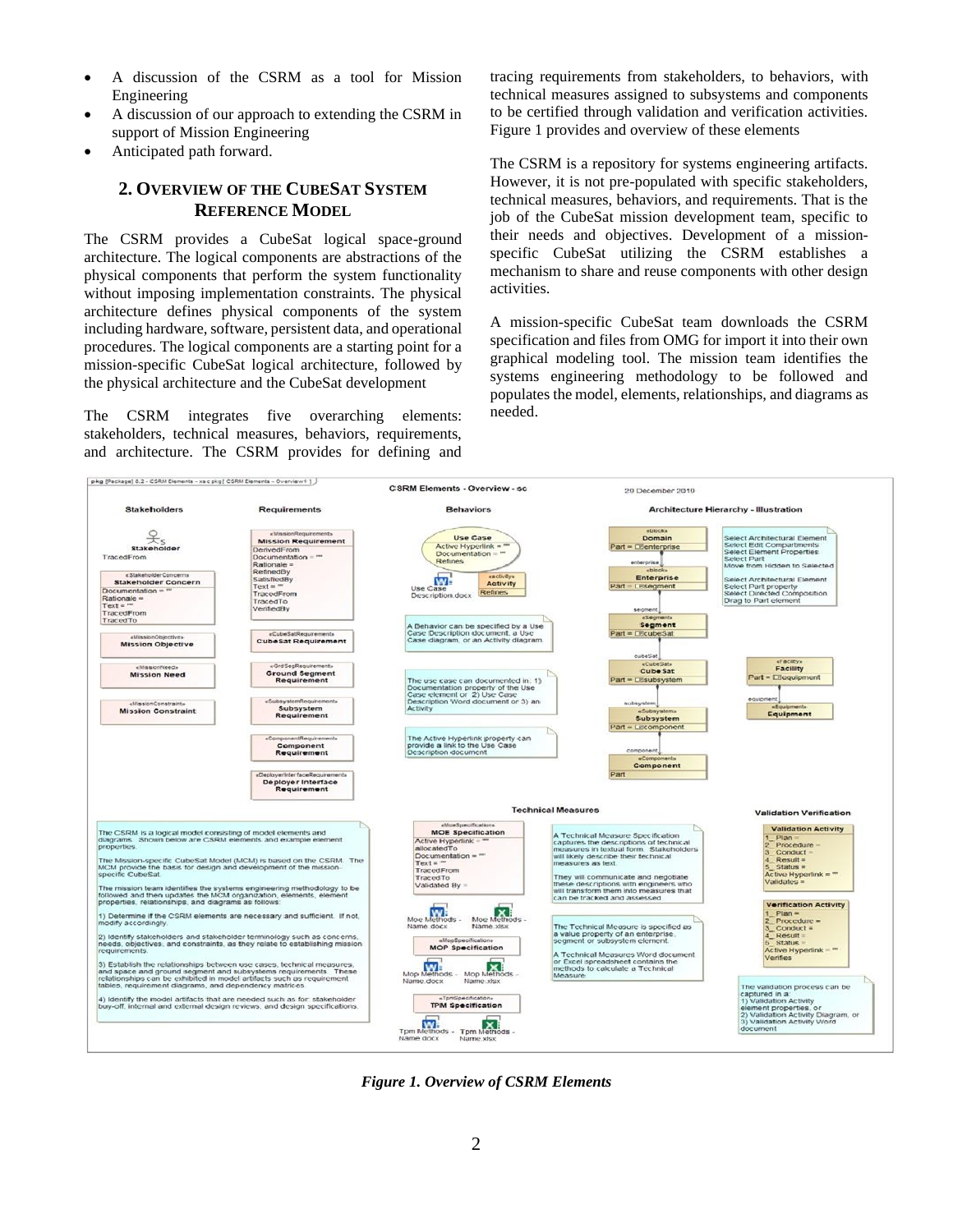- A discussion of the CSRM as a tool for Mission Engineering
- A discussion of our approach to extending the CSRM in support of Mission Engineering
- Anticipated path forward.

## 2. Overview of the CubeSat System Reference Model

The CSRM provides a CubeSat logical space-ground architecture. The logical components are abstractions of the physical components that perform the system functionality without imposing implementation constraints. The physical architecture defines physical components of the system including hardware, software, persistent data, and operational procedures. The logical components are a starting point for a mission-specific CubeSat logical architecture, followed by the physical architecture and the CubeSat development

The CSRM integrates five overarching elements: stakeholders, technical measures, behaviors, requirements, and architecture. The CSRM provides for defining and tracing requirements from stakeholders, to behaviors, with technical measures assigned to subsystems and components to be certified through validation and verification activities. Figure 1 provides and overview of these elements

The CSRM is a repository for systems engineering artifacts. However, it is not pre-populated with specific stakeholders, technical measures, behaviors, and requirements. That is the job of the CubeSat mission development team, specific to their needs and objectives. Development of a mission-specific CubeSat utilizing the CSRM establishes a mechanism to share and reuse components with other design activities.

A mission-specific CubeSat team downloads the CSRM specification and files from OMG for import it into their own graphical modeling tool. The mission team identifies the systems engineering methodology to be followed and populates the model, elements, relationships, and diagrams as needed.

*Figure 1. Overview of CSRM Elements*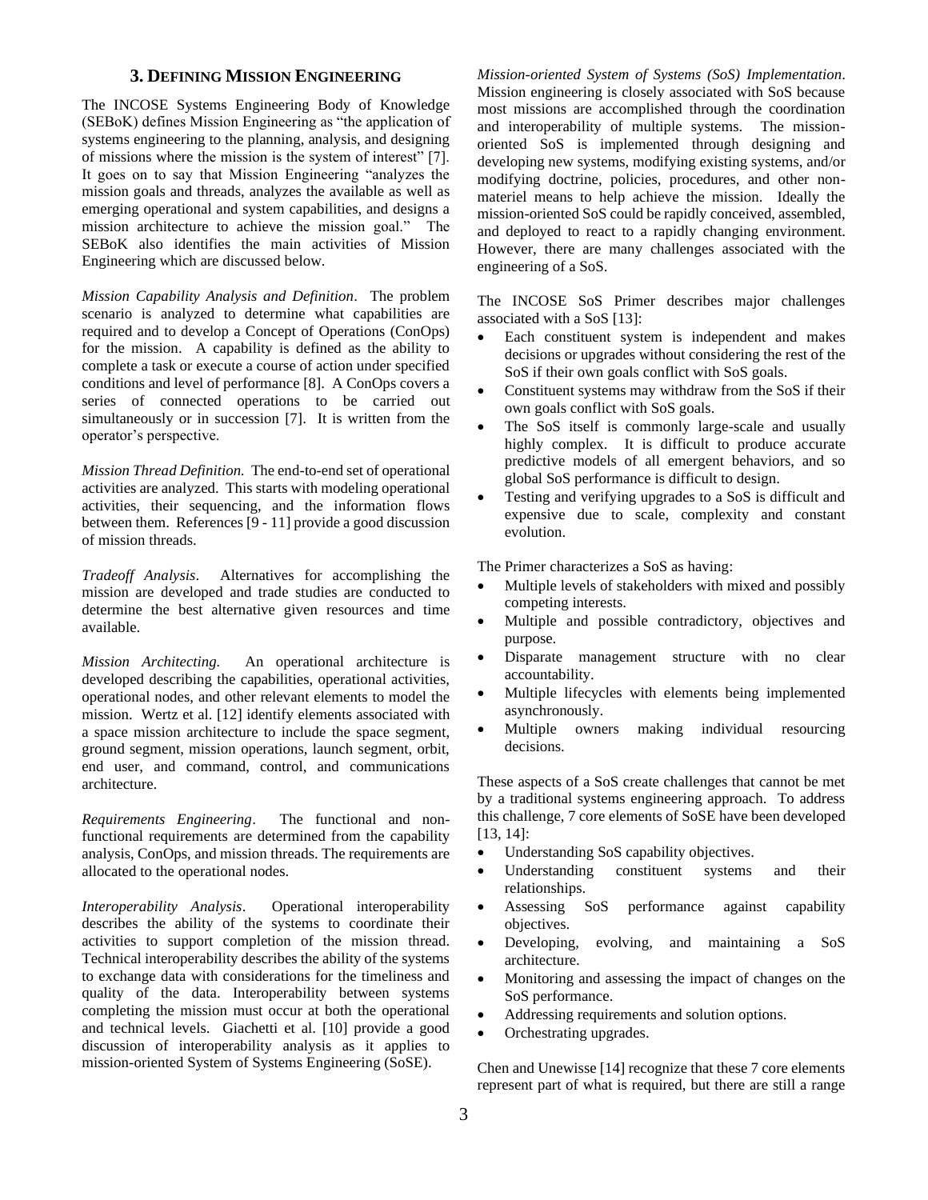## 3. DEFINING MISSION ENGINEERING

The INCOSE Systems Engineering Body of Knowledge (SEBoK) defines Mission Engineering as "the application of systems engineering to the planning, analysis, and designing of missions where the mission is the system of interest" [7]. It goes on to say that Mission Engineering "analyzes the mission goals and threads, analyzes the available as well as emerging operational and system capabilities, and designs a mission architecture to achieve the mission goal." The SEBoK also identifies the main activities of Mission Engineering which are discussed below.

*Mission Capability Analysis and Definition*. The problem scenario is analyzed to determine what capabilities are required and to develop a Concept of Operations (ConOps) for the mission. A capability is defined as the ability to complete a task or execute a course of action under specified conditions and level of performance [8]. A ConOps covers a series of connected operations to be carried out simultaneously or in succession [7]. It is written from the operator's perspective.

*Mission Thread Definition.* The end-to-end set of operational activities are analyzed. This starts with modeling operational activities, their sequencing, and the information flows between them. References [9 - 11] provide a good discussion of mission threads.

*Tradeoff Analysis*. Alternatives for accomplishing the mission are developed and trade studies are conducted to determine the best alternative given resources and time available.

*Mission Architecting.* An operational architecture is developed describing the capabilities, operational activities, operational nodes, and other relevant elements to model the mission. Wertz et al. [12] identify elements associated with a space mission architecture to include the space segment, ground segment, mission operations, launch segment, orbit, end user, and command, control, and communications architecture.

*Requirements Engineering*. The functional and non-functional requirements are determined from the capability analysis, ConOps, and mission threads. The requirements are allocated to the operational nodes.

*Interoperability Analysis*. Operational interoperability describes the ability of the systems to coordinate their activities to support completion of the mission thread. Technical interoperability describes the ability of the systems to exchange data with considerations for the timeliness and quality of the data. Interoperability between systems completing the mission must occur at both the operational and technical levels. Giachetti et al. [10] provide a good discussion of interoperability analysis as it applies to mission-oriented System of Systems Engineering (SoSE).

*Mission-oriented System of Systems (SoS) Implementation*. Mission engineering is closely associated with SoS because most missions are accomplished through the coordination and interoperability of multiple systems. The mission-oriented SoS is implemented through designing and developing new systems, modifying existing systems, and/or modifying doctrine, policies, procedures, and other non-materiel means to help achieve the mission. Ideally the mission-oriented SoS could be rapidly conceived, assembled, and deployed to react to a rapidly changing environment. However, there are many challenges associated with the engineering of a SoS.

The INCOSE SoS Primer describes major challenges associated with a SoS [13]:

- Each constituent system is independent and makes decisions or upgrades without considering the rest of the SoS if their own goals conflict with SoS goals.
- Constituent systems may withdraw from the SoS if their own goals conflict with SoS goals.
- The SoS itself is commonly large-scale and usually highly complex. It is difficult to produce accurate predictive models of all emergent behaviors, and so global SoS performance is difficult to design.
- Testing and verifying upgrades to a SoS is difficult and expensive due to scale, complexity and constant evolution.

The Primer characterizes a SoS as having:

- Multiple levels of stakeholders with mixed and possibly competing interests.
- Multiple and possible contradictory, objectives and purpose.
- Disparate management structure with no clear accountability.
- Multiple lifecycles with elements being implemented asynchronously.
- Multiple owners making individual resourcing decisions.

These aspects of a SoS create challenges that cannot be met by a traditional systems engineering approach. To address this challenge, 7 core elements of SoSE have been developed [13, 14]:

- Understanding SoS capability objectives.
- Understanding constituent systems and their relationships.
- Assessing SoS performance against capability objectives.
- Developing, evolving, and maintaining a SoS architecture.
- Monitoring and assessing the impact of changes on the SoS performance.
- Addressing requirements and solution options.
- Orchestrating upgrades.

Chen and Unewisse [14] recognize that these 7 core elements represent part of what is required, but there are still a range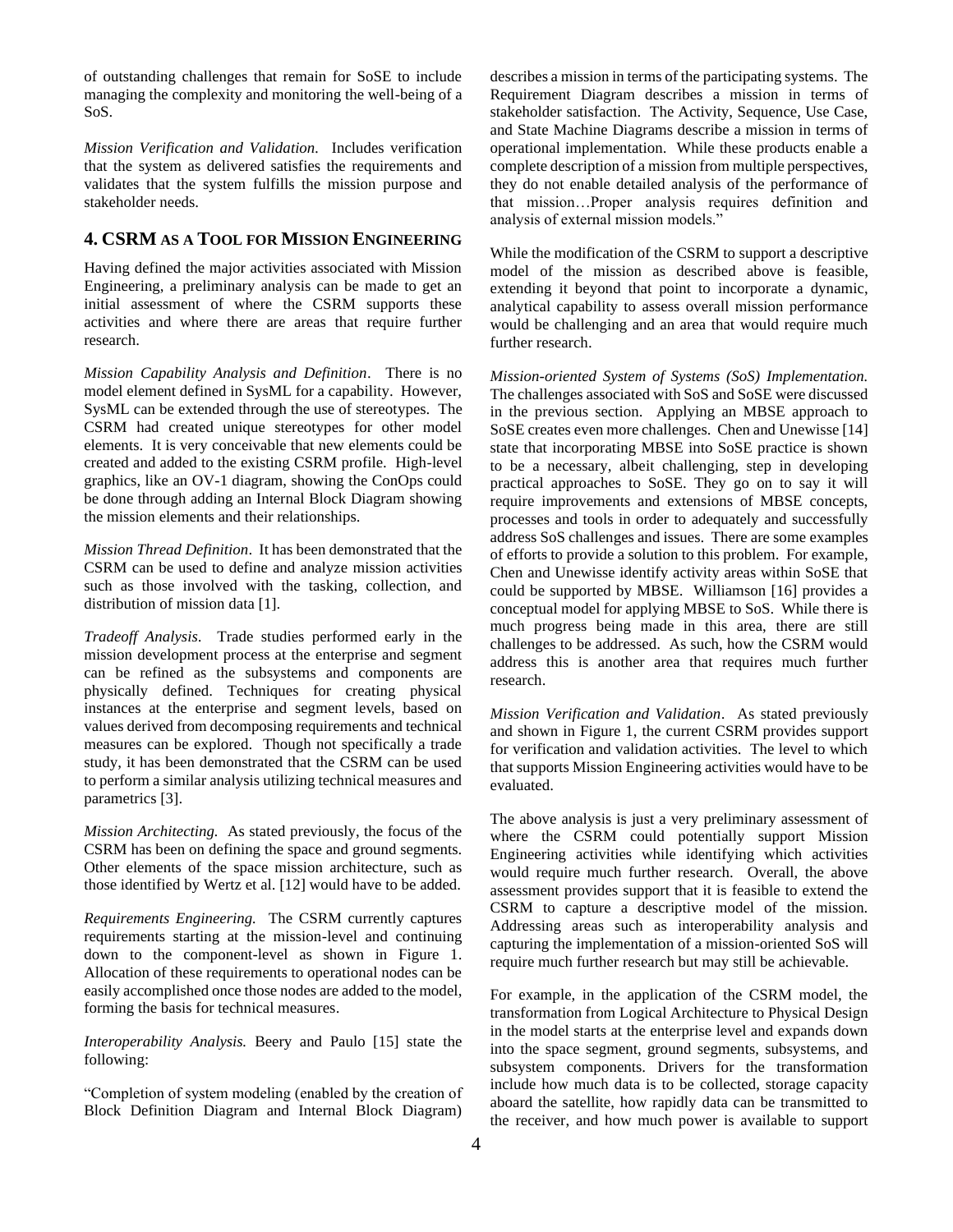of outstanding challenges that remain for SoSE to include managing the complexity and monitoring the well-being of a SoS.

*Mission Verification and Validation.* Includes verification that the system as delivered satisfies the requirements and validates that the system fulfills the mission purpose and stakeholder needs.

## 4. CSRM AS A TOOL FOR MISSION ENGINEERING

Having defined the major activities associated with Mission Engineering, a preliminary analysis can be made to get an initial assessment of where the CSRM supports these activities and where there are areas that require further research.

*Mission Capability Analysis and Definition*. There is no model element defined in SysML for a capability. However, SysML can be extended through the use of stereotypes. The CSRM had created unique stereotypes for other model elements. It is very conceivable that new elements could be created and added to the existing CSRM profile. High-level graphics, like an OV-1 diagram, showing the ConOps could be done through adding an Internal Block Diagram showing the mission elements and their relationships.

*Mission Thread Definition*. It has been demonstrated that the CSRM can be used to define and analyze mission activities such as those involved with the tasking, collection, and distribution of mission data [1].

*Tradeoff Analysis*. Trade studies performed early in the mission development process at the enterprise and segment can be refined as the subsystems and components are physically defined. Techniques for creating physical instances at the enterprise and segment levels, based on values derived from decomposing requirements and technical measures can be explored. Though not specifically a trade study, it has been demonstrated that the CSRM can be used to perform a similar analysis utilizing technical measures and parametrics [3].

*Mission Architecting.* As stated previously, the focus of the CSRM has been on defining the space and ground segments. Other elements of the space mission architecture, such as those identified by Wertz et al. [12] would have to be added.

*Requirements Engineering.* The CSRM currently captures requirements starting at the mission-level and continuing down to the component-level as shown in Figure 1. Allocation of these requirements to operational nodes can be easily accomplished once those nodes are added to the model, forming the basis for technical measures.

*Interoperability Analysis.* Beery and Paulo [15] state the following:

"Completion of system modeling (enabled by the creation of Block Definition Diagram and Internal Block Diagram) describes a mission in terms of the participating systems. The Requirement Diagram describes a mission in terms of stakeholder satisfaction. The Activity, Sequence, Use Case, and State Machine Diagrams describe a mission in terms of operational implementation. While these products enable a complete description of a mission from multiple perspectives, they do not enable detailed analysis of the performance of that mission…Proper analysis requires definition and analysis of external mission models."

While the modification of the CSRM to support a descriptive model of the mission as described above is feasible, extending it beyond that point to incorporate a dynamic, analytical capability to assess overall mission performance would be challenging and an area that would require much further research.

*Mission-oriented System of Systems (SoS) Implementation.* The challenges associated with SoS and SoSE were discussed in the previous section. Applying an MBSE approach to SoSE creates even more challenges. Chen and Unewisse [14] state that incorporating MBSE into SoSE practice is shown to be a necessary, albeit challenging, step in developing practical approaches to SoSE. They go on to say it will require improvements and extensions of MBSE concepts, processes and tools in order to adequately and successfully address SoS challenges and issues. There are some examples of efforts to provide a solution to this problem. For example, Chen and Unewisse identify activity areas within SoSE that could be supported by MBSE. Williamson [16] provides a conceptual model for applying MBSE to SoS. While there is much progress being made in this area, there are still challenges to be addressed. As such, how the CSRM would address this is another area that requires much further research.

*Mission Verification and Validation*. As stated previously and shown in Figure 1, the current CSRM provides support for verification and validation activities. The level to which that supports Mission Engineering activities would have to be evaluated.

The above analysis is just a very preliminary assessment of where the CSRM could potentially support Mission Engineering activities while identifying which activities would require much further research. Overall, the above assessment provides support that it is feasible to extend the CSRM to capture a descriptive model of the mission. Addressing areas such as interoperability analysis and capturing the implementation of a mission-oriented SoS will require much further research but may still be achievable.

For example, in the application of the CSRM model, the transformation from Logical Architecture to Physical Design in the model starts at the enterprise level and expands down into the space segment, ground segments, subsystems, and subsystem components. Drivers for the transformation include how much data is to be collected, storage capacity aboard the satellite, how rapidly data can be transmitted to the receiver, and how much power is available to support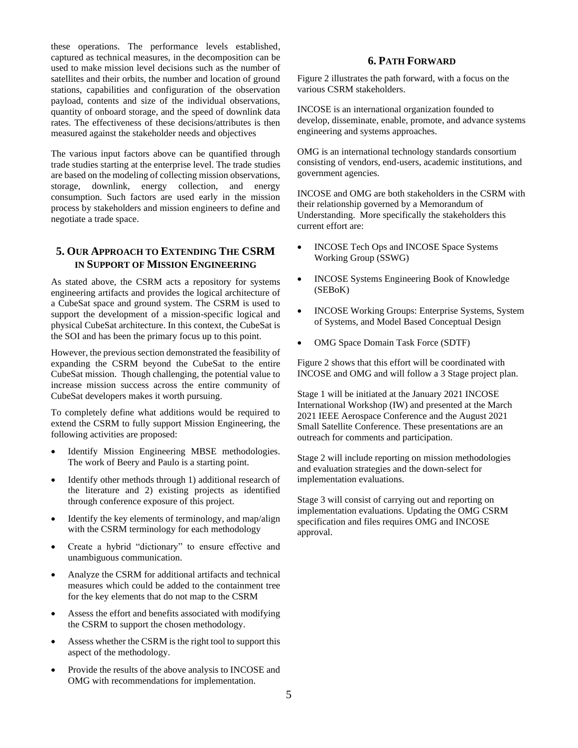these operations. The performance levels established, captured as technical measures, in the decomposition can be used to make mission level decisions such as the number of satellites and their orbits, the number and location of ground stations, capabilities and configuration of the observation payload, contents and size of the individual observations, quantity of onboard storage, and the speed of downlink data rates. The effectiveness of these decisions/attributes is then measured against the stakeholder needs and objectives

The various input factors above can be quantified through trade studies starting at the enterprise level. The trade studies are based on the modeling of collecting mission observations, storage, downlink, energy collection, and energy consumption. Such factors are used early in the mission process by stakeholders and mission engineers to define and negotiate a trade space.

## 5. Our Approach to Extending The CSRM in Support of Mission Engineering

As stated above, the CSRM acts a repository for systems engineering artifacts and provides the logical architecture of a CubeSat space and ground system. The CSRM is used to support the development of a mission-specific logical and physical CubeSat architecture. In this context, the CubeSat is the SOI and has been the primary focus up to this point.

However, the previous section demonstrated the feasibility of expanding the CSRM beyond the CubeSat to the entire CubeSat mission. Though challenging, the potential value to increase mission success across the entire community of CubeSat developers makes it worth pursuing.

To completely define what additions would be required to extend the CSRM to fully support Mission Engineering, the following activities are proposed:

- Identify Mission Engineering MBSE methodologies. The work of Beery and Paulo is a starting point.
- Identify other methods through 1) additional research of the literature and 2) existing projects as identified through conference exposure of this project.
- Identify the key elements of terminology, and map/align with the CSRM terminology for each methodology
- Create a hybrid "dictionary" to ensure effective and unambiguous communication.
- Analyze the CSRM for additional artifacts and technical measures which could be added to the containment tree for the key elements that do not map to the CSRM
- Assess the effort and benefits associated with modifying the CSRM to support the chosen methodology.
- Assess whether the CSRM is the right tool to support this aspect of the methodology.
- Provide the results of the above analysis to INCOSE and OMG with recommendations for implementation.

## 6. Path Forward

Figure 2 illustrates the path forward, with a focus on the various CSRM stakeholders.

INCOSE is an international organization founded to develop, disseminate, enable, promote, and advance systems engineering and systems approaches.

OMG is an international technology standards consortium consisting of vendors, end-users, academic institutions, and government agencies.

INCOSE and OMG are both stakeholders in the CSRM with their relationship governed by a Memorandum of Understanding. More specifically the stakeholders this current effort are:

- INCOSE Tech Ops and INCOSE Space Systems Working Group (SSWG)
- INCOSE Systems Engineering Book of Knowledge (SEBoK)
- INCOSE Working Groups: Enterprise Systems, System of Systems, and Model Based Conceptual Design
- OMG Space Domain Task Force (SDTF)

Figure 2 shows that this effort will be coordinated with INCOSE and OMG and will follow a 3 Stage project plan.

Stage 1 will be initiated at the January 2021 INCOSE International Workshop (IW) and presented at the March 2021 IEEE Aerospace Conference and the August 2021 Small Satellite Conference. These presentations are an outreach for comments and participation.

Stage 2 will include reporting on mission methodologies and evaluation strategies and the down-select for implementation evaluations.

Stage 3 will consist of carrying out and reporting on implementation evaluations. Updating the OMG CSRM specification and files requires OMG and INCOSE approval.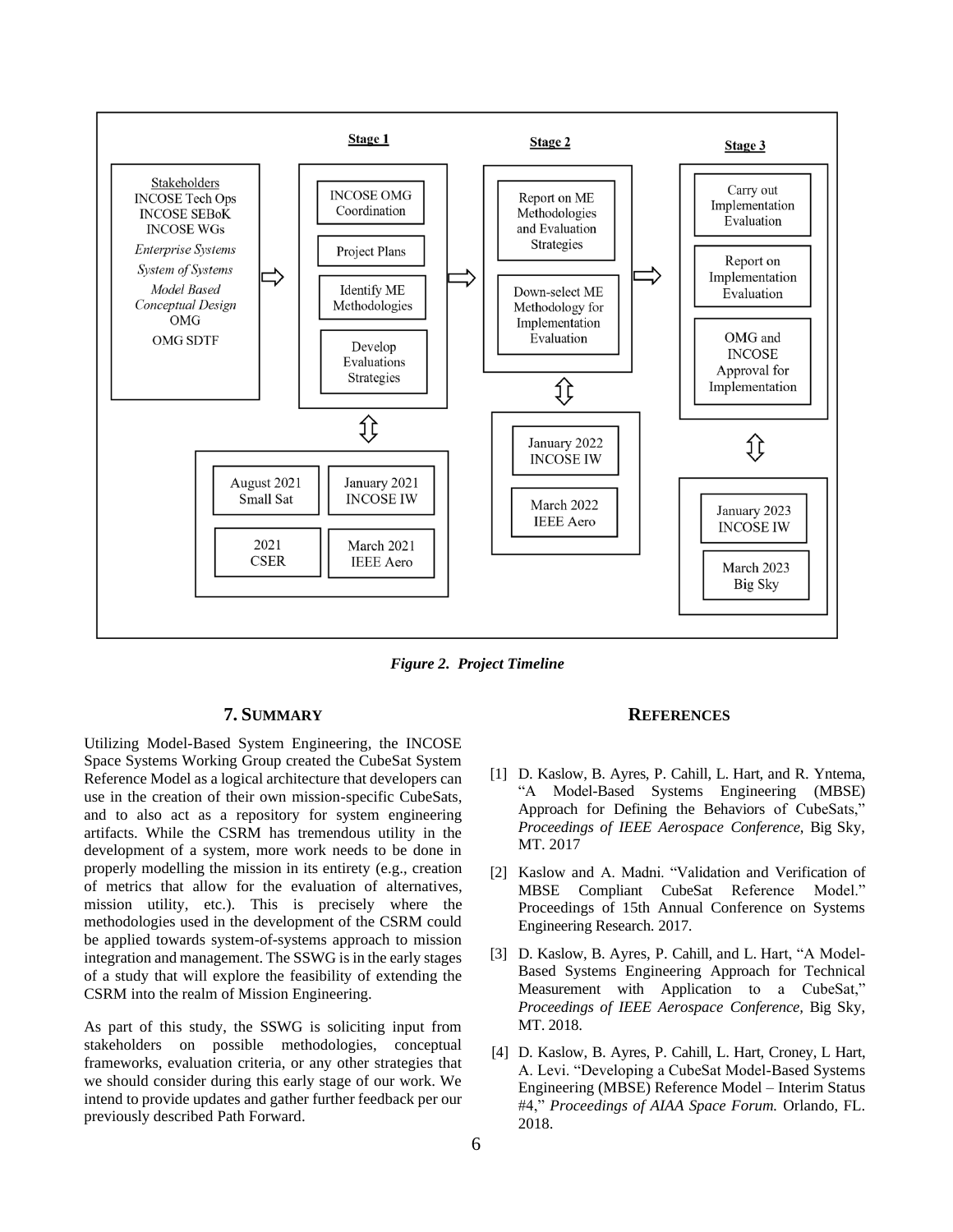Figure 2. Project Timeline

## 7. SUMMARY

Utilizing Model-Based System Engineering, the INCOSE Space Systems Working Group created the CubeSat System Reference Model as a logical architecture that developers can use in the creation of their own mission-specific CubeSats, and to also act as a repository for system engineering artifacts. While the CSRM has tremendous utility in the development of a system, more work needs to be done in properly modelling the mission in its entirety (e.g., creation of metrics that allow for the evaluation of alternatives, mission utility, etc.). This is precisely where the methodologies used in the development of the CSRM could be applied towards system-of-systems approach to mission integration and management. The SSWG is in the early stages of a study that will explore the feasibility of extending the CSRM into the realm of Mission Engineering.

As part of this study, the SSWG is soliciting input from stakeholders on possible methodologies, conceptual frameworks, evaluation criteria, or any other strategies that we should consider during this early stage of our work. We intend to provide updates and gather further feedback per our previously described Path Forward.

## REFERENCES

[1] D. Kaslow, B. Ayres, P. Cahill, L. Hart, and R. Yntema, "A Model-Based Systems Engineering (MBSE) Approach for Defining the Behaviors of CubeSats," *Proceedings of IEEE Aerospace Conference*, Big Sky, MT. 2017

[2] Kaslow and A. Madni. "Validation and Verification of MBSE Compliant CubeSat Reference Model." Proceedings of 15th Annual Conference on Systems Engineering Research. 2017.

[3] D. Kaslow, B. Ayres, P. Cahill, and L. Hart, "A Model-Based Systems Engineering Approach for Technical Measurement with Application to a CubeSat," *Proceedings of IEEE Aerospace Conference*, Big Sky, MT. 2018.

[4] D. Kaslow, B. Ayres, P. Cahill, L. Hart, Croney, L Hart, A. Levi. "Developing a CubeSat Model-Based Systems Engineering (MBSE) Reference Model – Interim Status #4," *Proceedings of AIAA Space Forum.* Orlando, FL. 2018.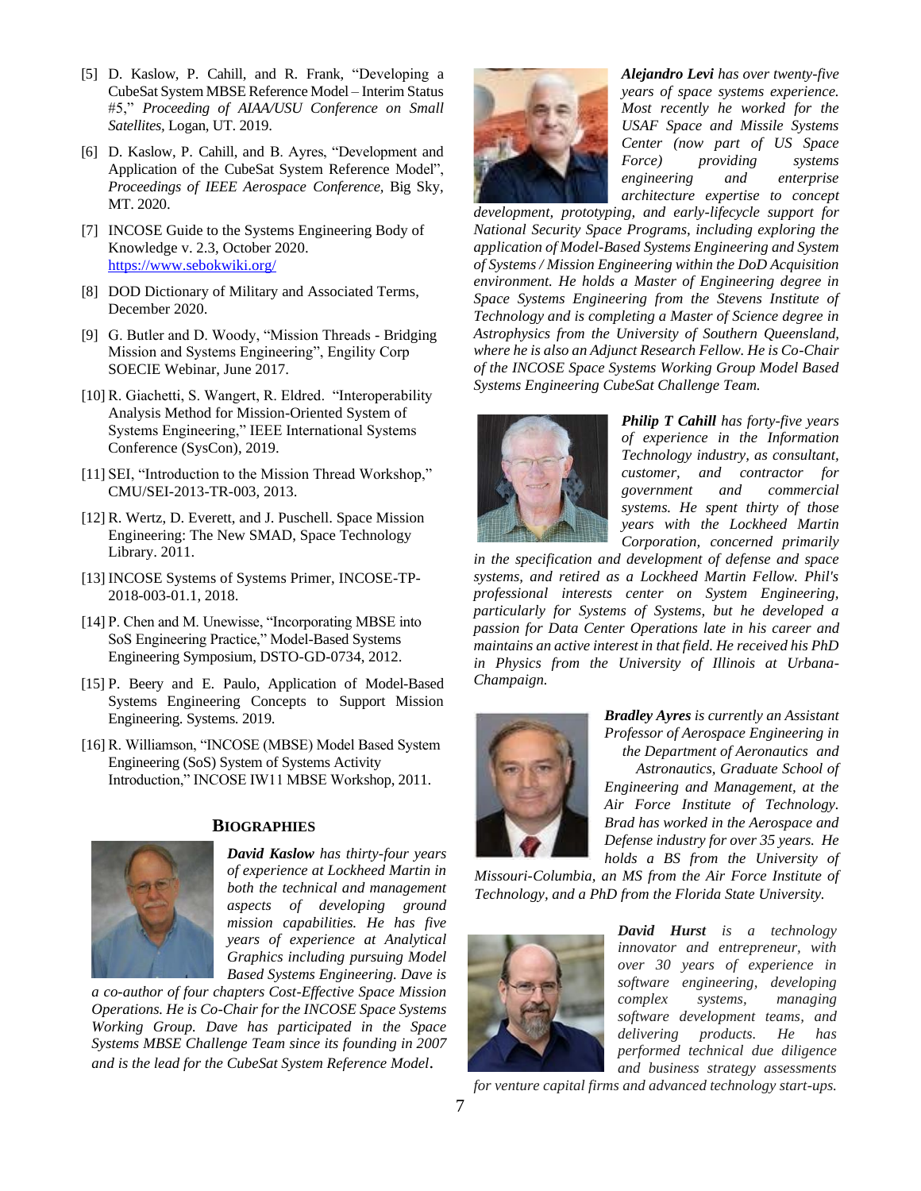[5] D. Kaslow, P. Cahill, and R. Frank, "Developing a CubeSat System MBSE Reference Model – Interim Status #5," *Proceeding of AIAA/USU Conference on Small Satellites*, Logan, UT. 2019.

[6] D. Kaslow, P. Cahill, and B. Ayres, "Development and Application of the CubeSat System Reference Model", *Proceedings of IEEE Aerospace Conference*, Big Sky, MT. 2020.

[7] INCOSE Guide to the Systems Engineering Body of Knowledge v. 2.3, October 2020. https://www.sebokwiki.org/

[8] DOD Dictionary of Military and Associated Terms, December 2020.

[9] G. Butler and D. Woody, "Mission Threads - Bridging Mission and Systems Engineering", Engility Corp SOECIE Webinar, June 2017.

[10] R. Giachetti, S. Wangert, R. Eldred. "Interoperability Analysis Method for Mission-Oriented System of Systems Engineering," IEEE International Systems Conference (SysCon), 2019.

[11] SEI, "Introduction to the Mission Thread Workshop," CMU/SEI-2013-TR-003, 2013.

[12] R. Wertz, D. Everett, and J. Puschell. Space Mission Engineering: The New SMAD, Space Technology Library. 2011.

[13] INCOSE Systems of Systems Primer, INCOSE-TP-2018-003-01.1, 2018.

[14] P. Chen and M. Unewisse, "Incorporating MBSE into SoS Engineering Practice," Model-Based Systems Engineering Symposium, DSTO-GD-0734, 2012.

[15] P. Beery and E. Paulo, Application of Model-Based Systems Engineering Concepts to Support Mission Engineering. Systems. 2019.

[16] R. Williamson, "INCOSE (MBSE) Model Based System Engineering (SoS) System of Systems Activity Introduction," INCOSE IW11 MBSE Workshop, 2011.

## Biographies

***David Kaslow*** *has thirty-four years of experience at Lockheed Martin in both the technical and management aspects of developing ground mission capabilities. He has five years of experience at Analytical Graphics including pursuing Model Based Systems Engineering. Dave is a co-author of four chapters Cost-Effective Space Mission Operations. He is Co-Chair for the INCOSE Space Systems Working Group. Dave has participated in the Space Systems MBSE Challenge Team since its founding in 2007 and is the lead for the CubeSat System Reference Model.*

***Alejandro Levi*** *has over twenty-five years of space systems experience. Most recently he worked for the USAF Space and Missile Systems Center (now part of US Space Force) providing systems engineering and enterprise architecture expertise to concept development, prototyping, and early-lifecycle support for National Security Space Programs, including exploring the application of Model-Based Systems Engineering and System of Systems / Mission Engineering within the DoD Acquisition environment. He holds a Master of Engineering degree in Space Systems Engineering from the Stevens Institute of Technology and is completing a Master of Science degree in Astrophysics from the University of Southern Queensland, where he is also an Adjunct Research Fellow. He is Co-Chair of the INCOSE Space Systems Working Group Model Based Systems Engineering CubeSat Challenge Team.*

***Philip T Cahill*** *has forty-five years of experience in the Information Technology industry, as consultant, customer, and contractor for government and commercial systems. He spent thirty of those years with the Lockheed Martin Corporation, concerned primarily in the specification and development of defense and space systems, and retired as a Lockheed Martin Fellow. Phil's professional interests center on System Engineering, particularly for Systems of Systems, but he developed a passion for Data Center Operations late in his career and maintains an active interest in that field. He received his PhD in Physics from the University of Illinois at Urbana-Champaign.*

***Bradley Ayres*** *is currently an Assistant Professor of Aerospace Engineering in the Department of Aeronautics and Astronautics, Graduate School of Engineering and Management, at the Air Force Institute of Technology. Brad has worked in the Aerospace and Defense industry for over 35 years. He holds a BS from the University of Missouri-Columbia, an MS from the Air Force Institute of Technology, and a PhD from the Florida State University.*

***David Hurst*** *is a technology innovator and entrepreneur, with over 30 years of experience in software engineering, developing complex systems, managing software development teams, and delivering products. He has performed technical due diligence and business strategy assessments for venture capital firms and advanced technology start-ups.*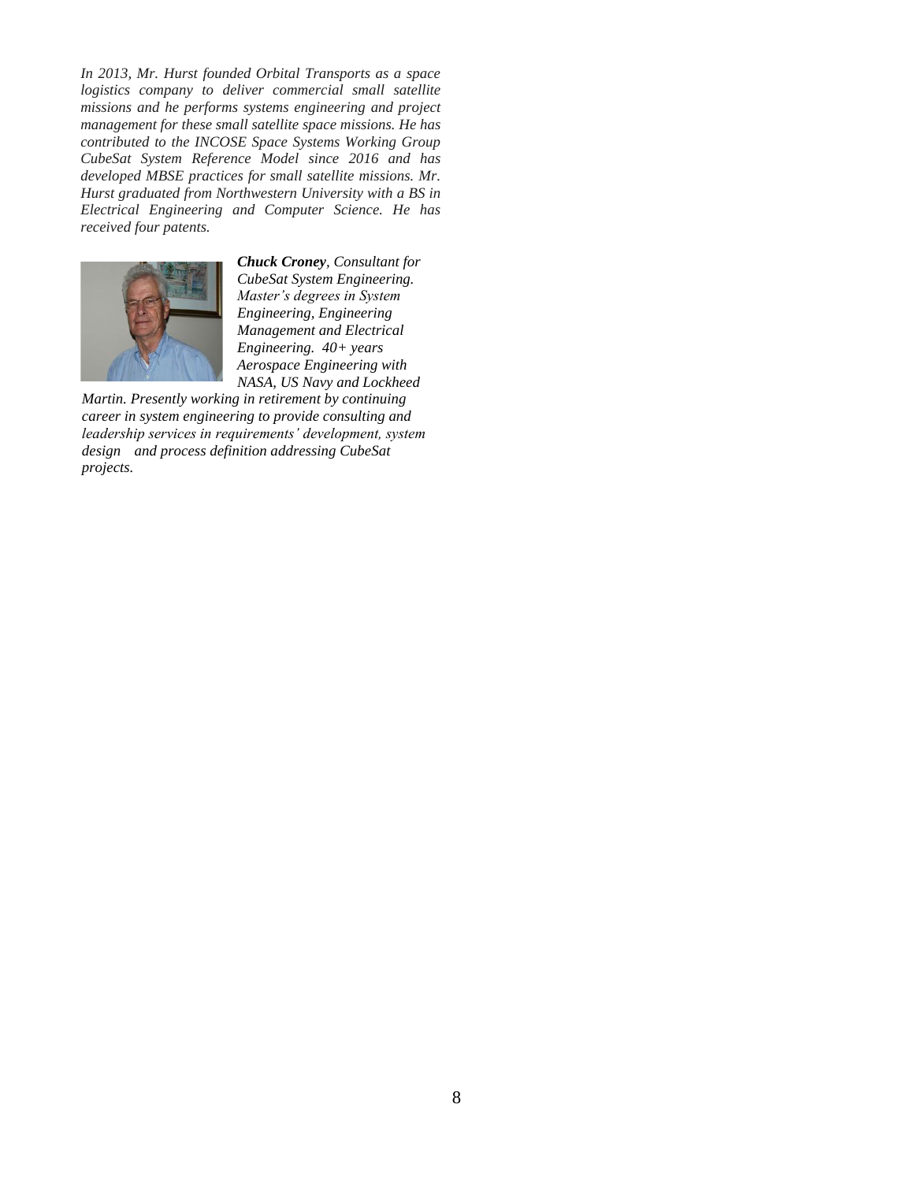*In 2013, Mr. Hurst founded Orbital Transports as a space logistics company to deliver commercial small satellite missions and he performs systems engineering and project management for these small satellite space missions. He has contributed to the INCOSE Space Systems Working Group CubeSat System Reference Model since 2016 and has developed MBSE practices for small satellite missions. Mr. Hurst graduated from Northwestern University with a BS in Electrical Engineering and Computer Science. He has received four patents.*

***Chuck Croney**, Consultant for CubeSat System Engineering. Master's degrees in System Engineering, Engineering Management and Electrical Engineering. 40+ years Aerospace Engineering with NASA, US Navy and Lockheed Martin. Presently working in retirement by continuing career in system engineering to provide consulting and leadership services in requirements' development, system design and process definition addressing CubeSat projects.*